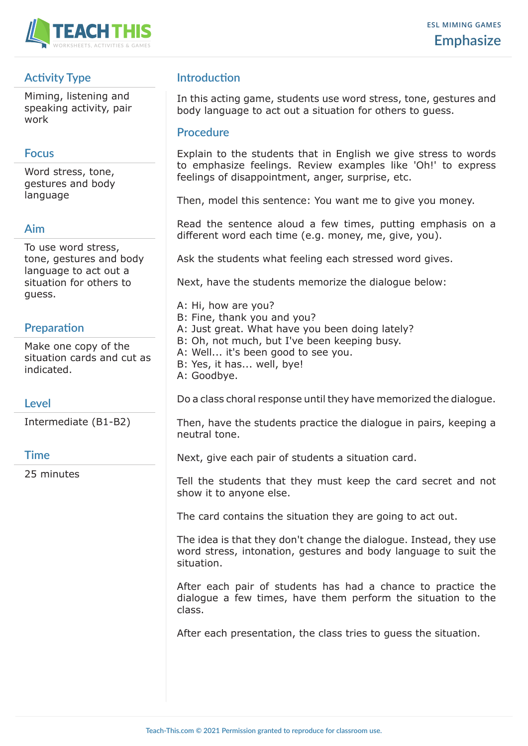# Emphasize

ESL MIMING GAMES

## Activity Type

Miming, listening and speaking activity, pair work

## Focus

Word stress, tone, gestures and body language

## Aim

To use word stress, tone, gestures and body language to act out a situation for others to guess.

## Preparation

Make one copy of the situation cards and cut as indicated.

## Level

Intermediate (B1-B2)

## Time

25 minutes

## Introduction

In this acting game, students use word stress, tone, gestures and body language to act out a situation for others to guess.

## Procedure

Explain to the students that in English we give stress to words to emphasize feelings. Review examples like 'Oh!' to express feelings of disappointment, anger, surprise, etc.

Then, model this sentence: You want me to give you money.

Read the sentence aloud a few times, putting emphasis on a different word each time (e.g. money, me, give, you).

Ask the students what feeling each stressed word gives.

Next, have the students memorize the dialogue below:

A: Hi, how are you?
B: Fine, thank you and you?
A: Just great. What have you been doing lately?
B: Oh, not much, but I've been keeping busy.
A: Well... it's been good to see you.
B: Yes, it has... well, bye!
A: Goodbye.

Do a class choral response until they have memorized the dialogue.

Then, have the students practice the dialogue in pairs, keeping a neutral tone.

Next, give each pair of students a situation card.

Tell the students that they must keep the card secret and not show it to anyone else.

The card contains the situation they are going to act out.

The idea is that they don't change the dialogue. Instead, they use word stress, intonation, gestures and body language to suit the situation.

After each pair of students has had a chance to practice the dialogue a few times, have them perform the situation to the class.

After each presentation, the class tries to guess the situation.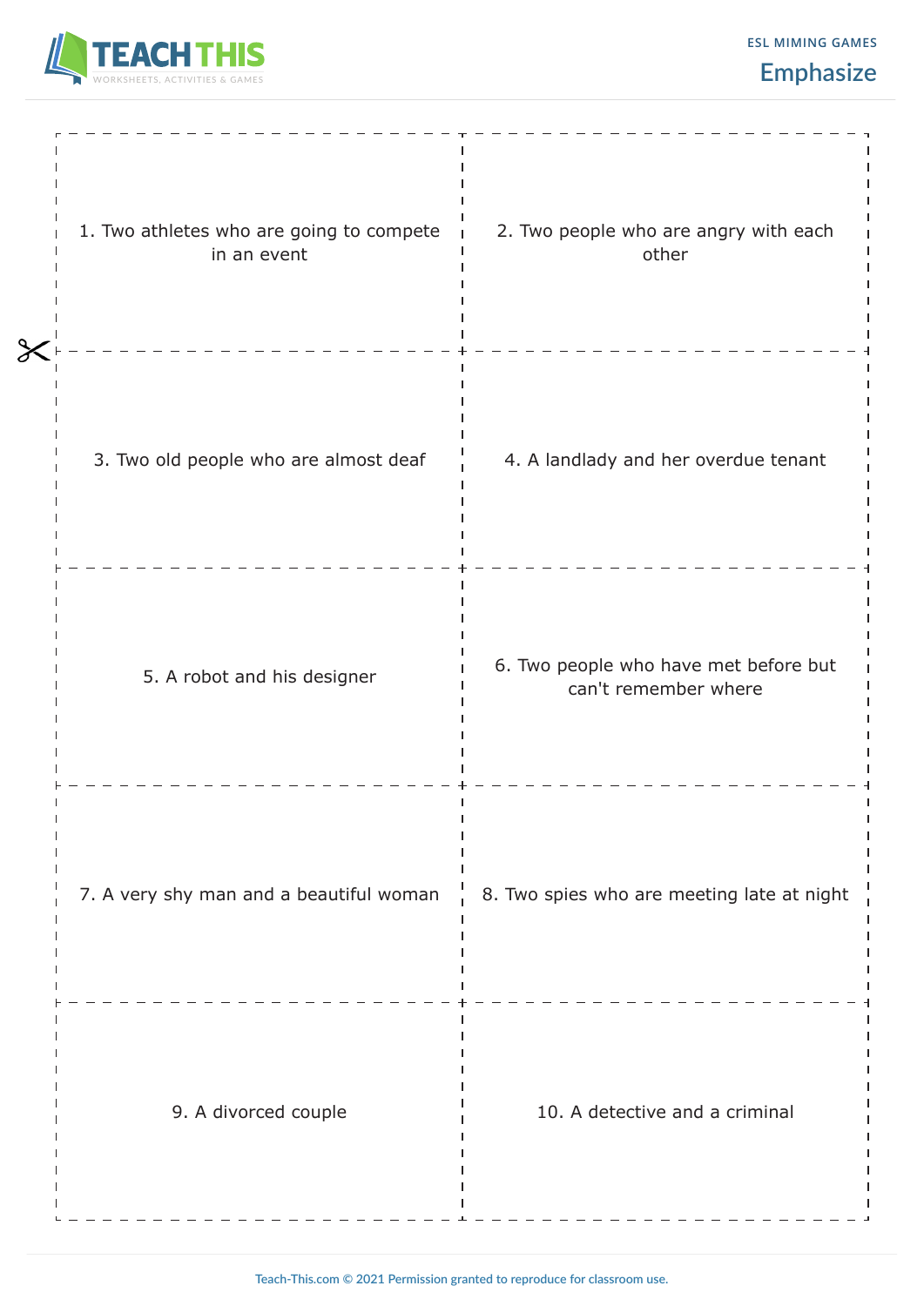| | |
| --- | --- |
| 1. Two athletes who are going to compete in an event | 2. Two people who are angry with each other |
| 3. Two old people who are almost deaf | 4. A landlady and her overdue tenant |
| 5. A robot and his designer | 6. Two people who have met before but can't remember where |
| 7. A very shy man and a beautiful woman | 8. Two spies who are meeting late at night |
| 9. A divorced couple | 10. A detective and a criminal |